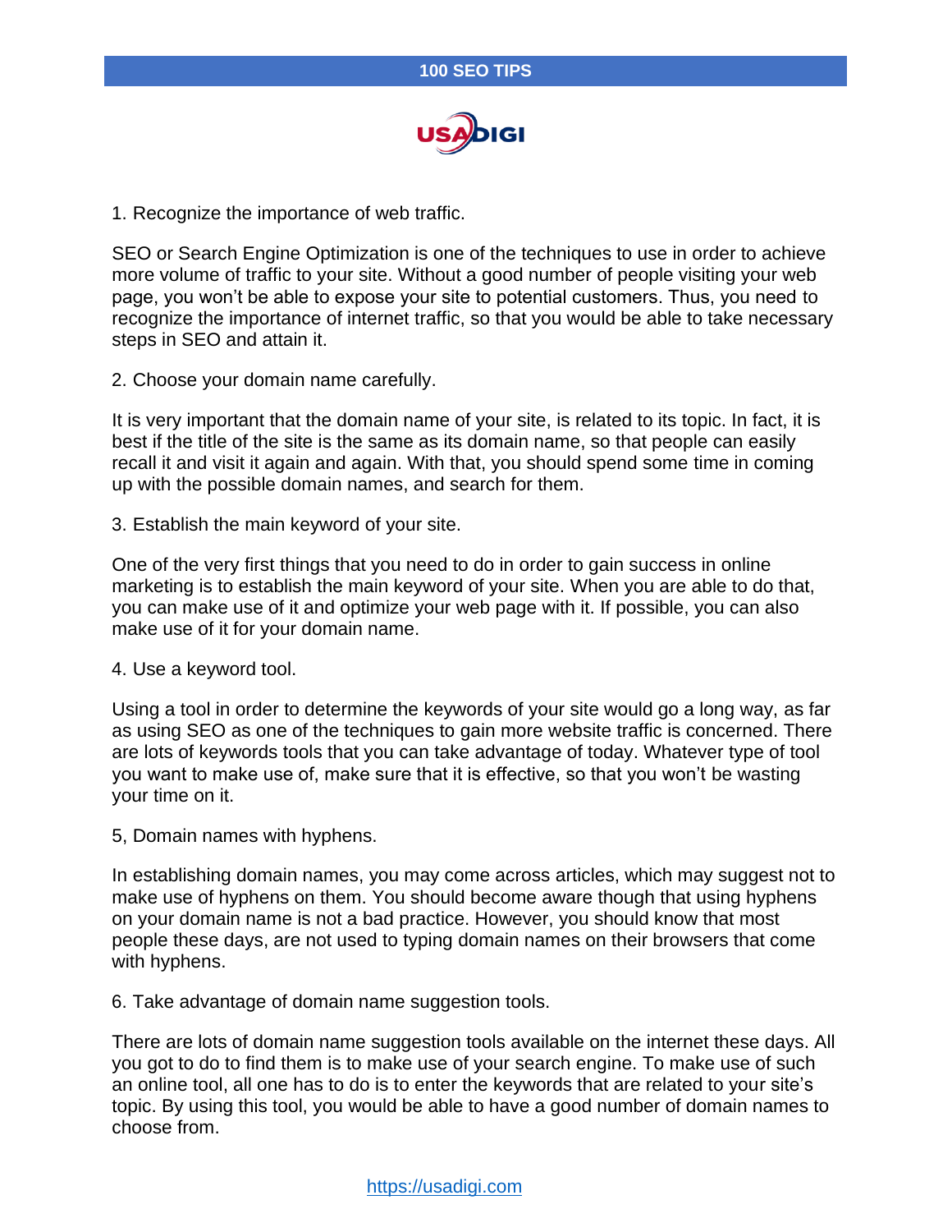# 100 SEO TIPS

1. Recognize the importance of web traffic.

SEO or Search Engine Optimization is one of the techniques to use in order to achieve more volume of traffic to your site. Without a good number of people visiting your web page, you won't be able to expose your site to potential customers. Thus, you need to recognize the importance of internet traffic, so that you would be able to take necessary steps in SEO and attain it.

2. Choose your domain name carefully.

It is very important that the domain name of your site, is related to its topic. In fact, it is best if the title of the site is the same as its domain name, so that people can easily recall it and visit it again and again. With that, you should spend some time in coming up with the possible domain names, and search for them.

3. Establish the main keyword of your site.

One of the very first things that you need to do in order to gain success in online marketing is to establish the main keyword of your site. When you are able to do that, you can make use of it and optimize your web page with it. If possible, you can also make use of it for your domain name.

4. Use a keyword tool.

Using a tool in order to determine the keywords of your site would go a long way, as far as using SEO as one of the techniques to gain more website traffic is concerned. There are lots of keywords tools that you can take advantage of today. Whatever type of tool you want to make use of, make sure that it is effective, so that you won't be wasting your time on it.

5, Domain names with hyphens.

In establishing domain names, you may come across articles, which may suggest not to make use of hyphens on them. You should become aware though that using hyphens on your domain name is not a bad practice. However, you should know that most people these days, are not used to typing domain names on their browsers that come with hyphens.

6. Take advantage of domain name suggestion tools.

There are lots of domain name suggestion tools available on the internet these days. All you got to do to find them is to make use of your search engine. To make use of such an online tool, all one has to do is to enter the keywords that are related to your site's topic. By using this tool, you would be able to have a good number of domain names to choose from.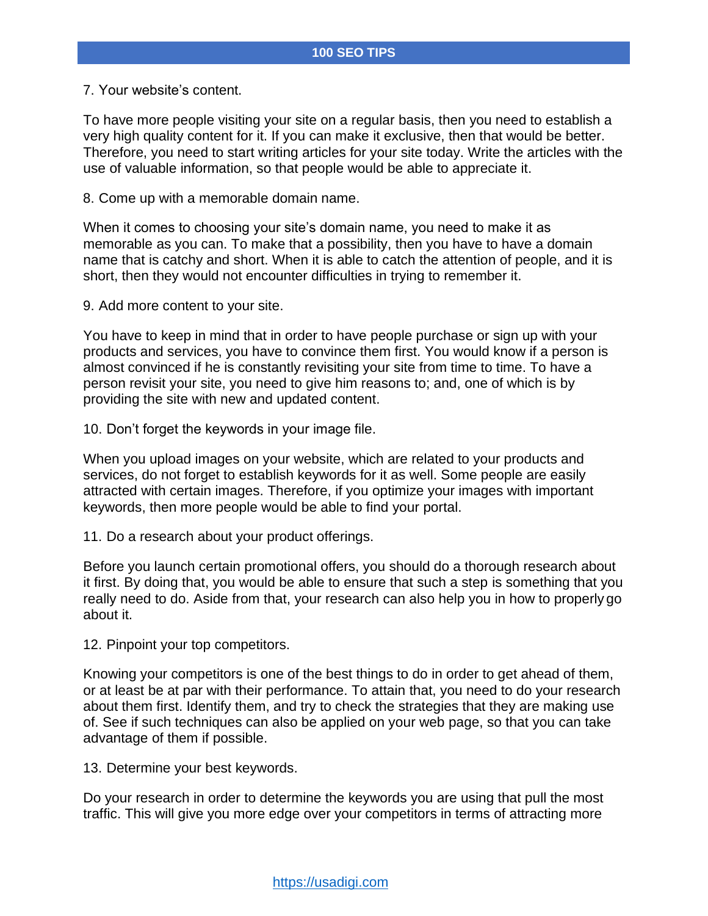7. Your website's content.

To have more people visiting your site on a regular basis, then you need to establish a very high quality content for it. If you can make it exclusive, then that would be better. Therefore, you need to start writing articles for your site today. Write the articles with the use of valuable information, so that people would be able to appreciate it.

8. Come up with a memorable domain name.

When it comes to choosing your site's domain name, you need to make it as memorable as you can. To make that a possibility, then you have to have a domain name that is catchy and short. When it is able to catch the attention of people, and it is short, then they would not encounter difficulties in trying to remember it.

9. Add more content to your site.

You have to keep in mind that in order to have people purchase or sign up with your products and services, you have to convince them first. You would know if a person is almost convinced if he is constantly revisiting your site from time to time. To have a person revisit your site, you need to give him reasons to; and, one of which is by providing the site with new and updated content.

10. Don't forget the keywords in your image file.

When you upload images on your website, which are related to your products and services, do not forget to establish keywords for it as well. Some people are easily attracted with certain images. Therefore, if you optimize your images with important keywords, then more people would be able to find your portal.

11. Do a research about your product offerings.

Before you launch certain promotional offers, you should do a thorough research about it first. By doing that, you would be able to ensure that such a step is something that you really need to do. Aside from that, your research can also help you in how to properly go about it.

12. Pinpoint your top competitors.

Knowing your competitors is one of the best things to do in order to get ahead of them, or at least be at par with their performance. To attain that, you need to do your research about them first. Identify them, and try to check the strategies that they are making use of. See if such techniques can also be applied on your web page, so that you can take advantage of them if possible.

13. Determine your best keywords.

Do your research in order to determine the keywords you are using that pull the most traffic. This will give you more edge over your competitors in terms of attracting more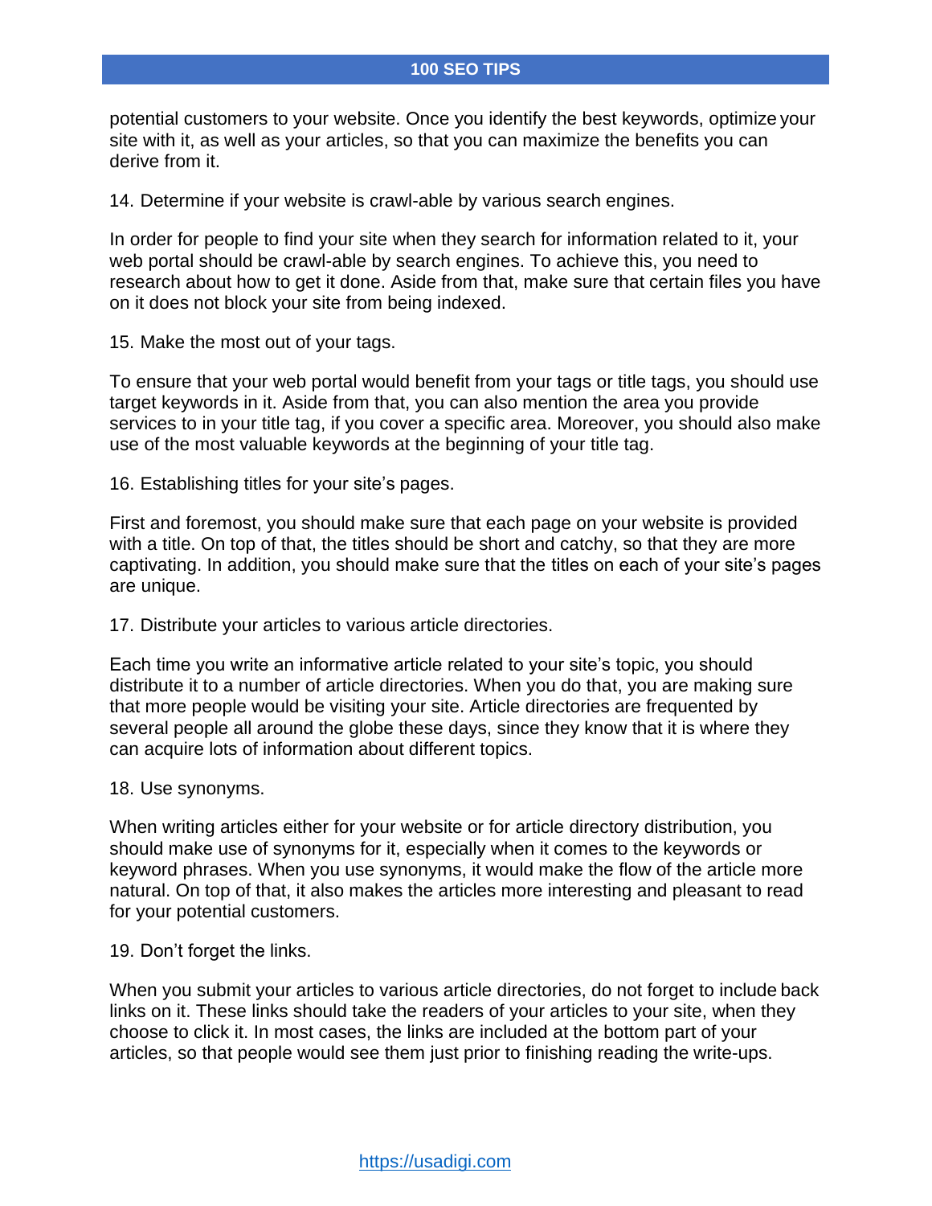potential customers to your website. Once you identify the best keywords, optimize your site with it, as well as your articles, so that you can maximize the benefits you can derive from it.

14. Determine if your website is crawl-able by various search engines.

In order for people to find your site when they search for information related to it, your web portal should be crawl-able by search engines. To achieve this, you need to research about how to get it done. Aside from that, make sure that certain files you have on it does not block your site from being indexed.

15. Make the most out of your tags.

To ensure that your web portal would benefit from your tags or title tags, you should use target keywords in it. Aside from that, you can also mention the area you provide services to in your title tag, if you cover a specific area. Moreover, you should also make use of the most valuable keywords at the beginning of your title tag.

16. Establishing titles for your site's pages.

First and foremost, you should make sure that each page on your website is provided with a title. On top of that, the titles should be short and catchy, so that they are more captivating. In addition, you should make sure that the titles on each of your site's pages are unique.

17. Distribute your articles to various article directories.

Each time you write an informative article related to your site's topic, you should distribute it to a number of article directories. When you do that, you are making sure that more people would be visiting your site. Article directories are frequented by several people all around the globe these days, since they know that it is where they can acquire lots of information about different topics.

18. Use synonyms.

When writing articles either for your website or for article directory distribution, you should make use of synonyms for it, especially when it comes to the keywords or keyword phrases. When you use synonyms, it would make the flow of the article more natural. On top of that, it also makes the articles more interesting and pleasant to read for your potential customers.

19. Don't forget the links.

When you submit your articles to various article directories, do not forget to include back links on it. These links should take the readers of your articles to your site, when they choose to click it. In most cases, the links are included at the bottom part of your articles, so that people would see them just prior to finishing reading the write-ups.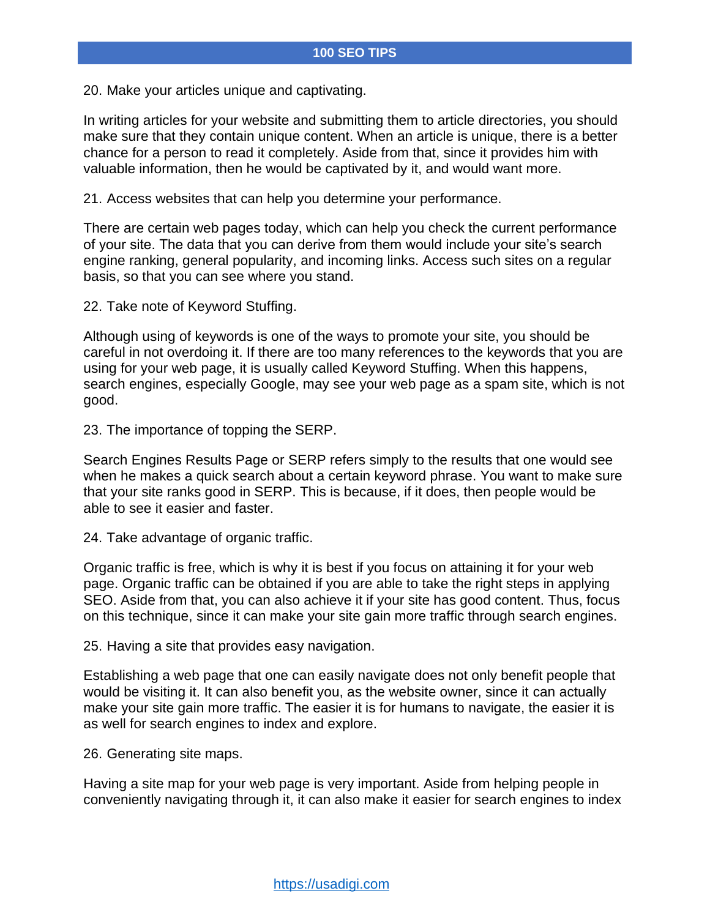20. Make your articles unique and captivating.

In writing articles for your website and submitting them to article directories, you should make sure that they contain unique content. When an article is unique, there is a better chance for a person to read it completely. Aside from that, since it provides him with valuable information, then he would be captivated by it, and would want more.

21. Access websites that can help you determine your performance.

There are certain web pages today, which can help you check the current performance of your site. The data that you can derive from them would include your site's search engine ranking, general popularity, and incoming links. Access such sites on a regular basis, so that you can see where you stand.

22. Take note of Keyword Stuffing.

Although using of keywords is one of the ways to promote your site, you should be careful in not overdoing it. If there are too many references to the keywords that you are using for your web page, it is usually called Keyword Stuffing. When this happens, search engines, especially Google, may see your web page as a spam site, which is not good.

23. The importance of topping the SERP.

Search Engines Results Page or SERP refers simply to the results that one would see when he makes a quick search about a certain keyword phrase. You want to make sure that your site ranks good in SERP. This is because, if it does, then people would be able to see it easier and faster.

24. Take advantage of organic traffic.

Organic traffic is free, which is why it is best if you focus on attaining it for your web page. Organic traffic can be obtained if you are able to take the right steps in applying SEO. Aside from that, you can also achieve it if your site has good content. Thus, focus on this technique, since it can make your site gain more traffic through search engines.

25. Having a site that provides easy navigation.

Establishing a web page that one can easily navigate does not only benefit people that would be visiting it. It can also benefit you, as the website owner, since it can actually make your site gain more traffic. The easier it is for humans to navigate, the easier it is as well for search engines to index and explore.

26. Generating site maps.

Having a site map for your web page is very important. Aside from helping people in conveniently navigating through it, it can also make it easier for search engines to index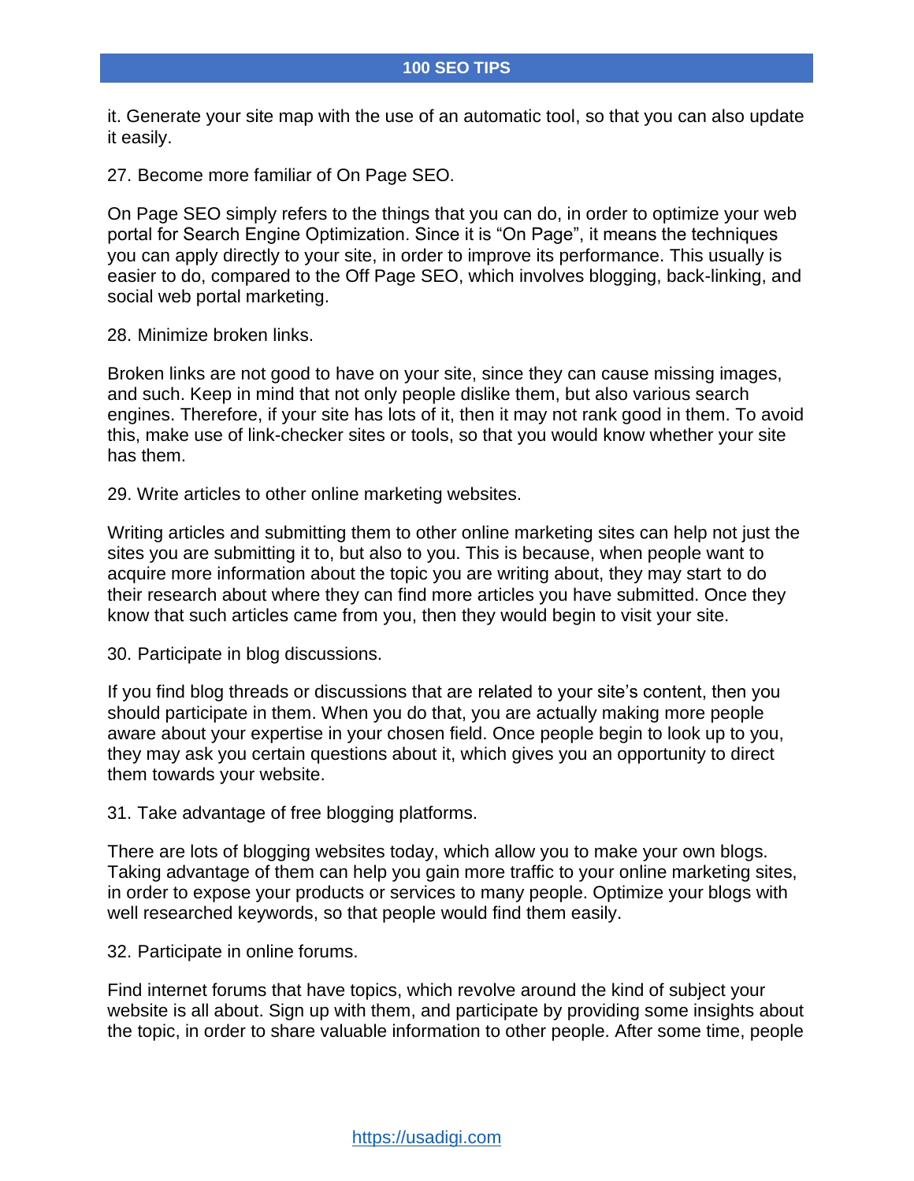it. Generate your site map with the use of an automatic tool, so that you can also update it easily.

27. Become more familiar of On Page SEO.

On Page SEO simply refers to the things that you can do, in order to optimize your web portal for Search Engine Optimization. Since it is “On Page”, it means the techniques you can apply directly to your site, in order to improve its performance. This usually is easier to do, compared to the Off Page SEO, which involves blogging, back-linking, and social web portal marketing.

28. Minimize broken links.

Broken links are not good to have on your site, since they can cause missing images, and such. Keep in mind that not only people dislike them, but also various search engines. Therefore, if your site has lots of it, then it may not rank good in them. To avoid this, make use of link-checker sites or tools, so that you would know whether your site has them.

29. Write articles to other online marketing websites.

Writing articles and submitting them to other online marketing sites can help not just the sites you are submitting it to, but also to you. This is because, when people want to acquire more information about the topic you are writing about, they may start to do their research about where they can find more articles you have submitted. Once they know that such articles came from you, then they would begin to visit your site.

30. Participate in blog discussions.

If you find blog threads or discussions that are related to your site’s content, then you should participate in them. When you do that, you are actually making more people aware about your expertise in your chosen field. Once people begin to look up to you, they may ask you certain questions about it, which gives you an opportunity to direct them towards your website.

31. Take advantage of free blogging platforms.

There are lots of blogging websites today, which allow you to make your own blogs. Taking advantage of them can help you gain more traffic to your online marketing sites, in order to expose your products or services to many people. Optimize your blogs with well researched keywords, so that people would find them easily.

32. Participate in online forums.

Find internet forums that have topics, which revolve around the kind of subject your website is all about. Sign up with them, and participate by providing some insights about the topic, in order to share valuable information to other people. After some time, people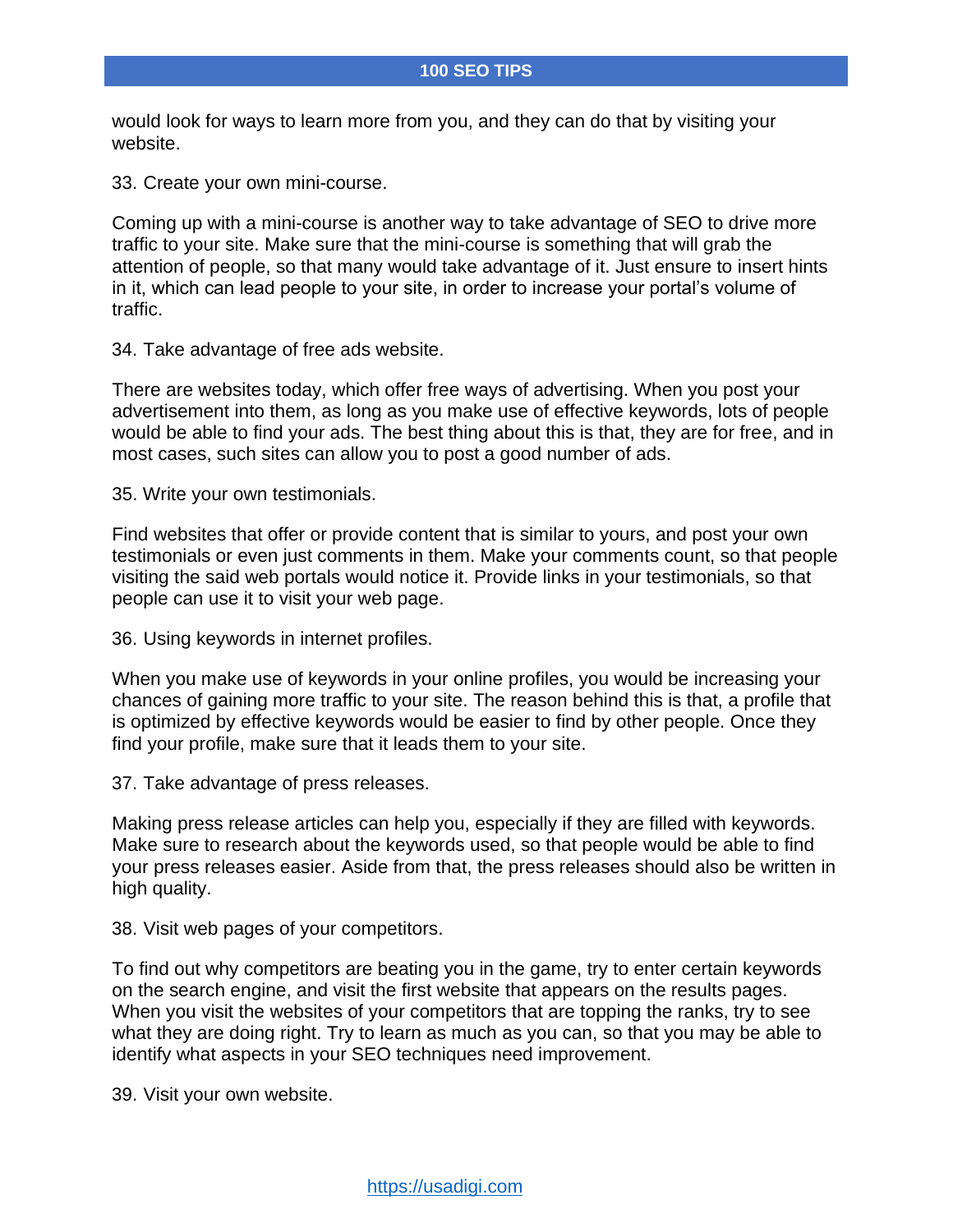would look for ways to learn more from you, and they can do that by visiting your website.

33. Create your own mini-course.

Coming up with a mini-course is another way to take advantage of SEO to drive more traffic to your site. Make sure that the mini-course is something that will grab the attention of people, so that many would take advantage of it. Just ensure to insert hints in it, which can lead people to your site, in order to increase your portal's volume of traffic.

34. Take advantage of free ads website.

There are websites today, which offer free ways of advertising. When you post your advertisement into them, as long as you make use of effective keywords, lots of people would be able to find your ads. The best thing about this is that, they are for free, and in most cases, such sites can allow you to post a good number of ads.

35. Write your own testimonials.

Find websites that offer or provide content that is similar to yours, and post your own testimonials or even just comments in them. Make your comments count, so that people visiting the said web portals would notice it. Provide links in your testimonials, so that people can use it to visit your web page.

36. Using keywords in internet profiles.

When you make use of keywords in your online profiles, you would be increasing your chances of gaining more traffic to your site. The reason behind this is that, a profile that is optimized by effective keywords would be easier to find by other people. Once they find your profile, make sure that it leads them to your site.

37. Take advantage of press releases.

Making press release articles can help you, especially if they are filled with keywords. Make sure to research about the keywords used, so that people would be able to find your press releases easier. Aside from that, the press releases should also be written in high quality.

38. Visit web pages of your competitors.

To find out why competitors are beating you in the game, try to enter certain keywords on the search engine, and visit the first website that appears on the results pages. When you visit the websites of your competitors that are topping the ranks, try to see what they are doing right. Try to learn as much as you can, so that you may be able to identify what aspects in your SEO techniques need improvement.

39. Visit your own website.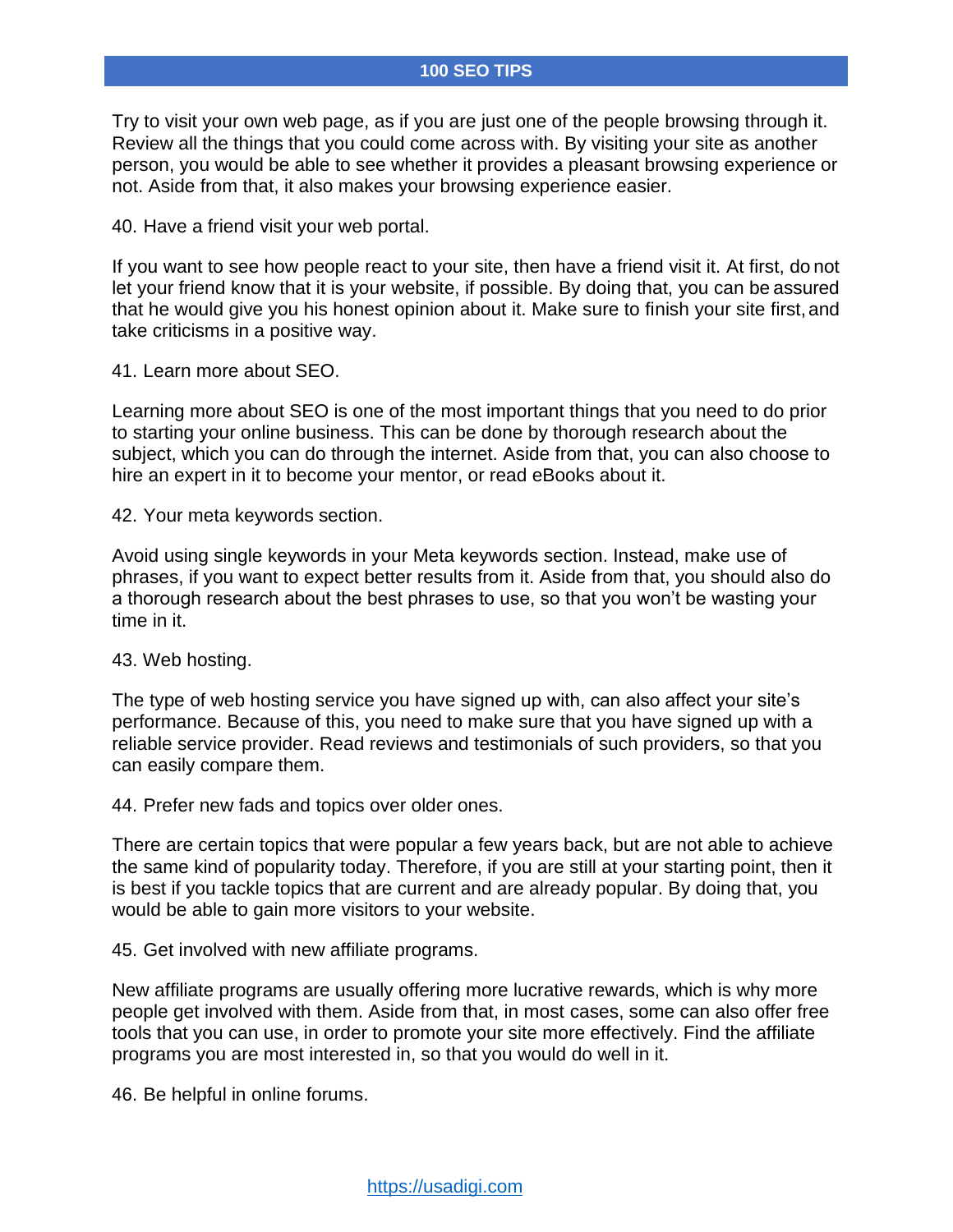Try to visit your own web page, as if you are just one of the people browsing through it. Review all the things that you could come across with. By visiting your site as another person, you would be able to see whether it provides a pleasant browsing experience or not. Aside from that, it also makes your browsing experience easier.

40. Have a friend visit your web portal.

If you want to see how people react to your site, then have a friend visit it. At first, do not let your friend know that it is your website, if possible. By doing that, you can be assured that he would give you his honest opinion about it. Make sure to finish your site first, and take criticisms in a positive way.

41. Learn more about SEO.

Learning more about SEO is one of the most important things that you need to do prior to starting your online business. This can be done by thorough research about the subject, which you can do through the internet. Aside from that, you can also choose to hire an expert in it to become your mentor, or read eBooks about it.

42. Your meta keywords section.

Avoid using single keywords in your Meta keywords section. Instead, make use of phrases, if you want to expect better results from it. Aside from that, you should also do a thorough research about the best phrases to use, so that you won't be wasting your time in it.

43. Web hosting.

The type of web hosting service you have signed up with, can also affect your site's performance. Because of this, you need to make sure that you have signed up with a reliable service provider. Read reviews and testimonials of such providers, so that you can easily compare them.

44. Prefer new fads and topics over older ones.

There are certain topics that were popular a few years back, but are not able to achieve the same kind of popularity today. Therefore, if you are still at your starting point, then it is best if you tackle topics that are current and are already popular. By doing that, you would be able to gain more visitors to your website.

45. Get involved with new affiliate programs.

New affiliate programs are usually offering more lucrative rewards, which is why more people get involved with them. Aside from that, in most cases, some can also offer free tools that you can use, in order to promote your site more effectively. Find the affiliate programs you are most interested in, so that you would do well in it.

46. Be helpful in online forums.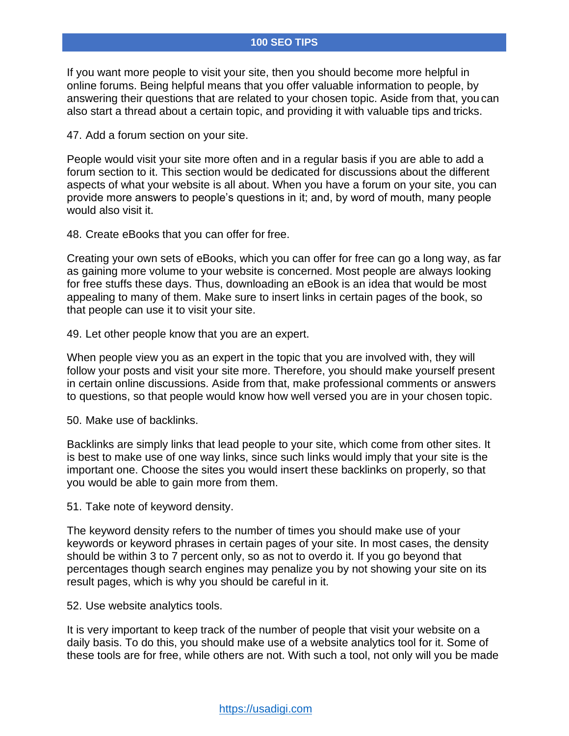If you want more people to visit your site, then you should become more helpful in online forums. Being helpful means that you offer valuable information to people, by answering their questions that are related to your chosen topic. Aside from that, you can also start a thread about a certain topic, and providing it with valuable tips and tricks.

47. Add a forum section on your site.

People would visit your site more often and in a regular basis if you are able to add a forum section to it. This section would be dedicated for discussions about the different aspects of what your website is all about. When you have a forum on your site, you can provide more answers to people's questions in it; and, by word of mouth, many people would also visit it.

48. Create eBooks that you can offer for free.

Creating your own sets of eBooks, which you can offer for free can go a long way, as far as gaining more volume to your website is concerned. Most people are always looking for free stuffs these days. Thus, downloading an eBook is an idea that would be most appealing to many of them. Make sure to insert links in certain pages of the book, so that people can use it to visit your site.

49. Let other people know that you are an expert.

When people view you as an expert in the topic that you are involved with, they will follow your posts and visit your site more. Therefore, you should make yourself present in certain online discussions. Aside from that, make professional comments or answers to questions, so that people would know how well versed you are in your chosen topic.

50. Make use of backlinks.

Backlinks are simply links that lead people to your site, which come from other sites. It is best to make use of one way links, since such links would imply that your site is the important one. Choose the sites you would insert these backlinks on properly, so that you would be able to gain more from them.

51. Take note of keyword density.

The keyword density refers to the number of times you should make use of your keywords or keyword phrases in certain pages of your site. In most cases, the density should be within 3 to 7 percent only, so as not to overdo it. If you go beyond that percentages though search engines may penalize you by not showing your site on its result pages, which is why you should be careful in it.

52. Use website analytics tools.

It is very important to keep track of the number of people that visit your website on a daily basis. To do this, you should make use of a website analytics tool for it. Some of these tools are for free, while others are not. With such a tool, not only will you be made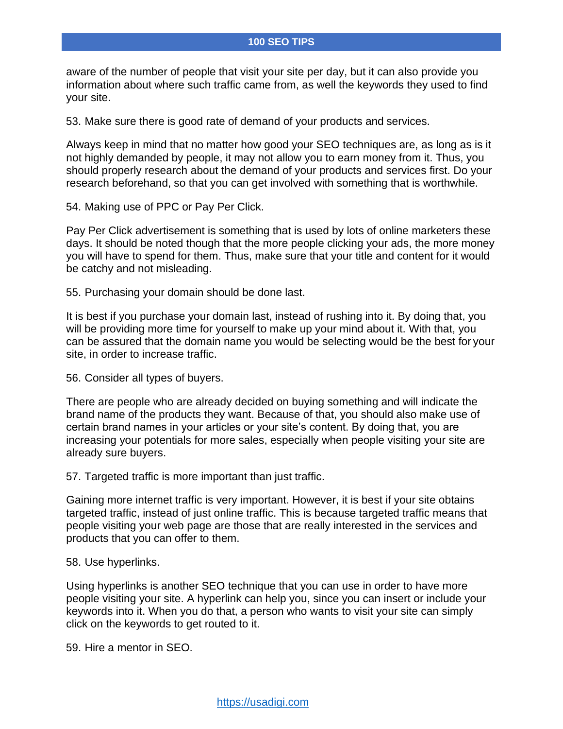aware of the number of people that visit your site per day, but it can also provide you information about where such traffic came from, as well the keywords they used to find your site.

53. Make sure there is good rate of demand of your products and services.

Always keep in mind that no matter how good your SEO techniques are, as long as is it not highly demanded by people, it may not allow you to earn money from it. Thus, you should properly research about the demand of your products and services first. Do your research beforehand, so that you can get involved with something that is worthwhile.

54. Making use of PPC or Pay Per Click.

Pay Per Click advertisement is something that is used by lots of online marketers these days. It should be noted though that the more people clicking your ads, the more money you will have to spend for them. Thus, make sure that your title and content for it would be catchy and not misleading.

55. Purchasing your domain should be done last.

It is best if you purchase your domain last, instead of rushing into it. By doing that, you will be providing more time for yourself to make up your mind about it. With that, you can be assured that the domain name you would be selecting would be the best for your site, in order to increase traffic.

56. Consider all types of buyers.

There are people who are already decided on buying something and will indicate the brand name of the products they want. Because of that, you should also make use of certain brand names in your articles or your site's content. By doing that, you are increasing your potentials for more sales, especially when people visiting your site are already sure buyers.

57. Targeted traffic is more important than just traffic.

Gaining more internet traffic is very important. However, it is best if your site obtains targeted traffic, instead of just online traffic. This is because targeted traffic means that people visiting your web page are those that are really interested in the services and products that you can offer to them.

58. Use hyperlinks.

Using hyperlinks is another SEO technique that you can use in order to have more people visiting your site. A hyperlink can help you, since you can insert or include your keywords into it. When you do that, a person who wants to visit your site can simply click on the keywords to get routed to it.

59. Hire a mentor in SEO.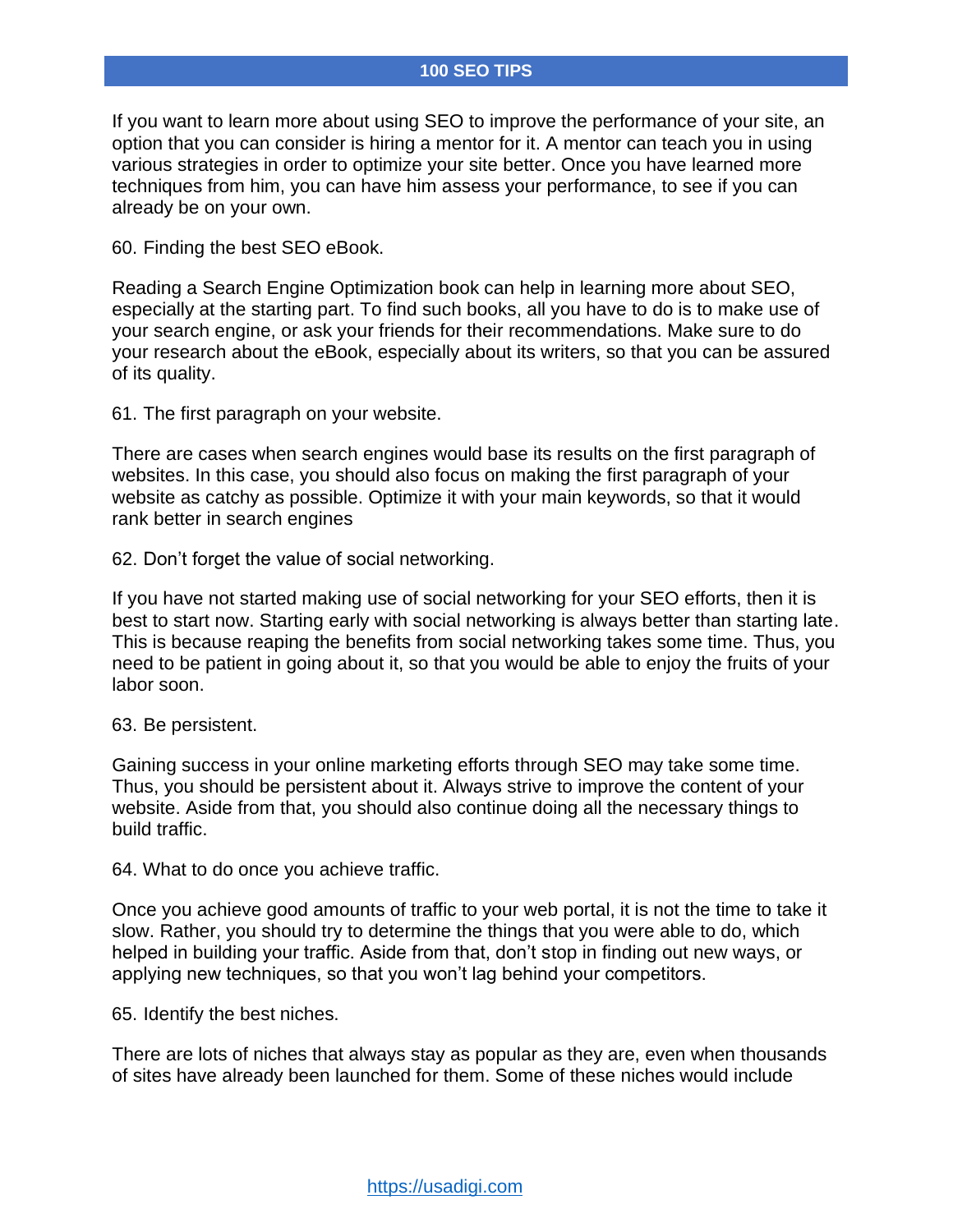If you want to learn more about using SEO to improve the performance of your site, an option that you can consider is hiring a mentor for it. A mentor can teach you in using various strategies in order to optimize your site better. Once you have learned more techniques from him, you can have him assess your performance, to see if you can already be on your own.

60. Finding the best SEO eBook.

Reading a Search Engine Optimization book can help in learning more about SEO, especially at the starting part. To find such books, all you have to do is to make use of your search engine, or ask your friends for their recommendations. Make sure to do your research about the eBook, especially about its writers, so that you can be assured of its quality.

61. The first paragraph on your website.

There are cases when search engines would base its results on the first paragraph of websites. In this case, you should also focus on making the first paragraph of your website as catchy as possible. Optimize it with your main keywords, so that it would rank better in search engines

62. Don't forget the value of social networking.

If you have not started making use of social networking for your SEO efforts, then it is best to start now. Starting early with social networking is always better than starting late. This is because reaping the benefits from social networking takes some time. Thus, you need to be patient in going about it, so that you would be able to enjoy the fruits of your labor soon.

63. Be persistent.

Gaining success in your online marketing efforts through SEO may take some time. Thus, you should be persistent about it. Always strive to improve the content of your website. Aside from that, you should also continue doing all the necessary things to build traffic.

64. What to do once you achieve traffic.

Once you achieve good amounts of traffic to your web portal, it is not the time to take it slow. Rather, you should try to determine the things that you were able to do, which helped in building your traffic. Aside from that, don't stop in finding out new ways, or applying new techniques, so that you won't lag behind your competitors.

65. Identify the best niches.

There are lots of niches that always stay as popular as they are, even when thousands of sites have already been launched for them. Some of these niches would include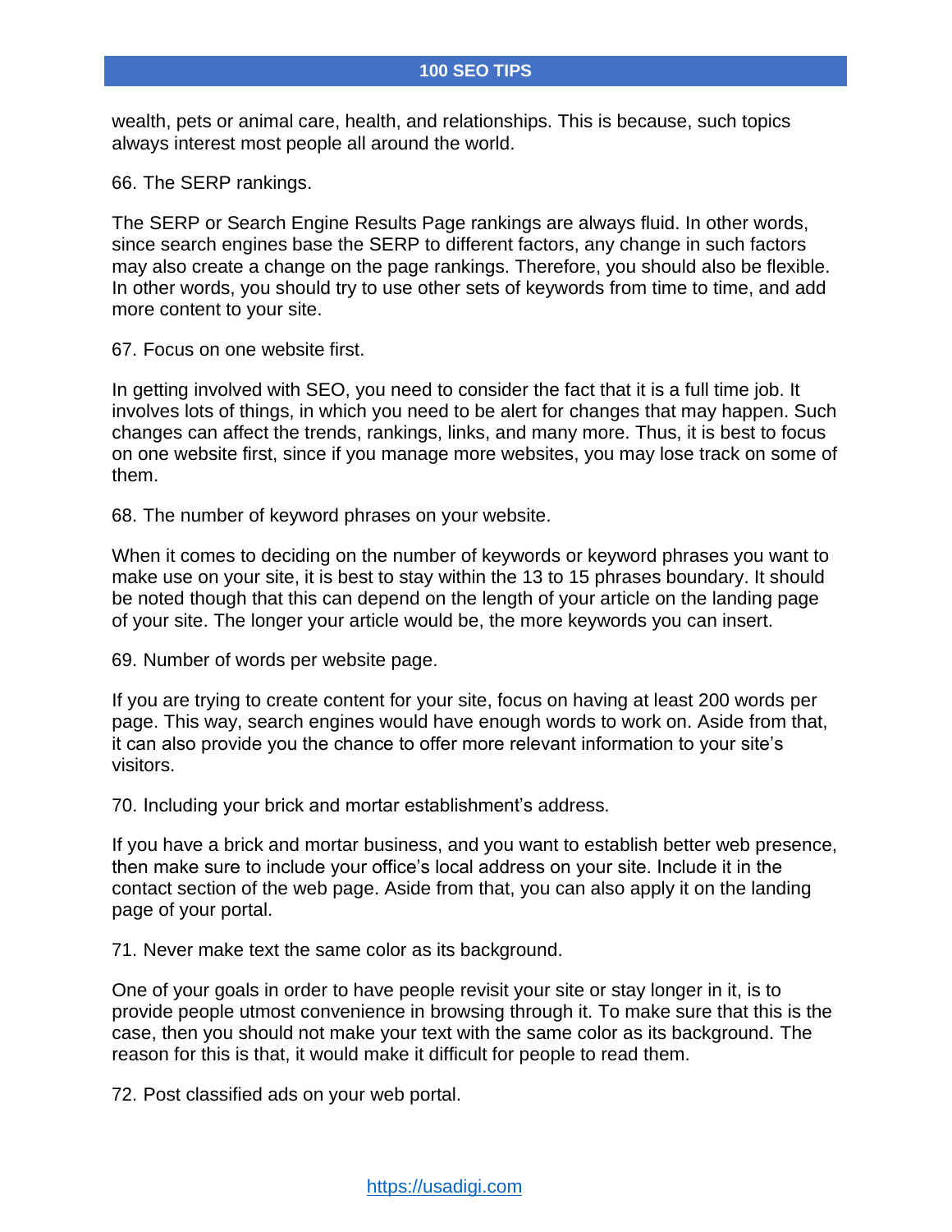wealth, pets or animal care, health, and relationships. This is because, such topics always interest most people all around the world.

66. The SERP rankings.

The SERP or Search Engine Results Page rankings are always fluid. In other words, since search engines base the SERP to different factors, any change in such factors may also create a change on the page rankings. Therefore, you should also be flexible. In other words, you should try to use other sets of keywords from time to time, and add more content to your site.

67. Focus on one website first.

In getting involved with SEO, you need to consider the fact that it is a full time job. It involves lots of things, in which you need to be alert for changes that may happen. Such changes can affect the trends, rankings, links, and many more. Thus, it is best to focus on one website first, since if you manage more websites, you may lose track on some of them.

68. The number of keyword phrases on your website.

When it comes to deciding on the number of keywords or keyword phrases you want to make use on your site, it is best to stay within the 13 to 15 phrases boundary. It should be noted though that this can depend on the length of your article on the landing page of your site. The longer your article would be, the more keywords you can insert.

69. Number of words per website page.

If you are trying to create content for your site, focus on having at least 200 words per page. This way, search engines would have enough words to work on. Aside from that, it can also provide you the chance to offer more relevant information to your site's visitors.

70. Including your brick and mortar establishment's address.

If you have a brick and mortar business, and you want to establish better web presence, then make sure to include your office's local address on your site. Include it in the contact section of the web page. Aside from that, you can also apply it on the landing page of your portal.

71. Never make text the same color as its background.

One of your goals in order to have people revisit your site or stay longer in it, is to provide people utmost convenience in browsing through it. To make sure that this is the case, then you should not make your text with the same color as its background. The reason for this is that, it would make it difficult for people to read them.

72. Post classified ads on your web portal.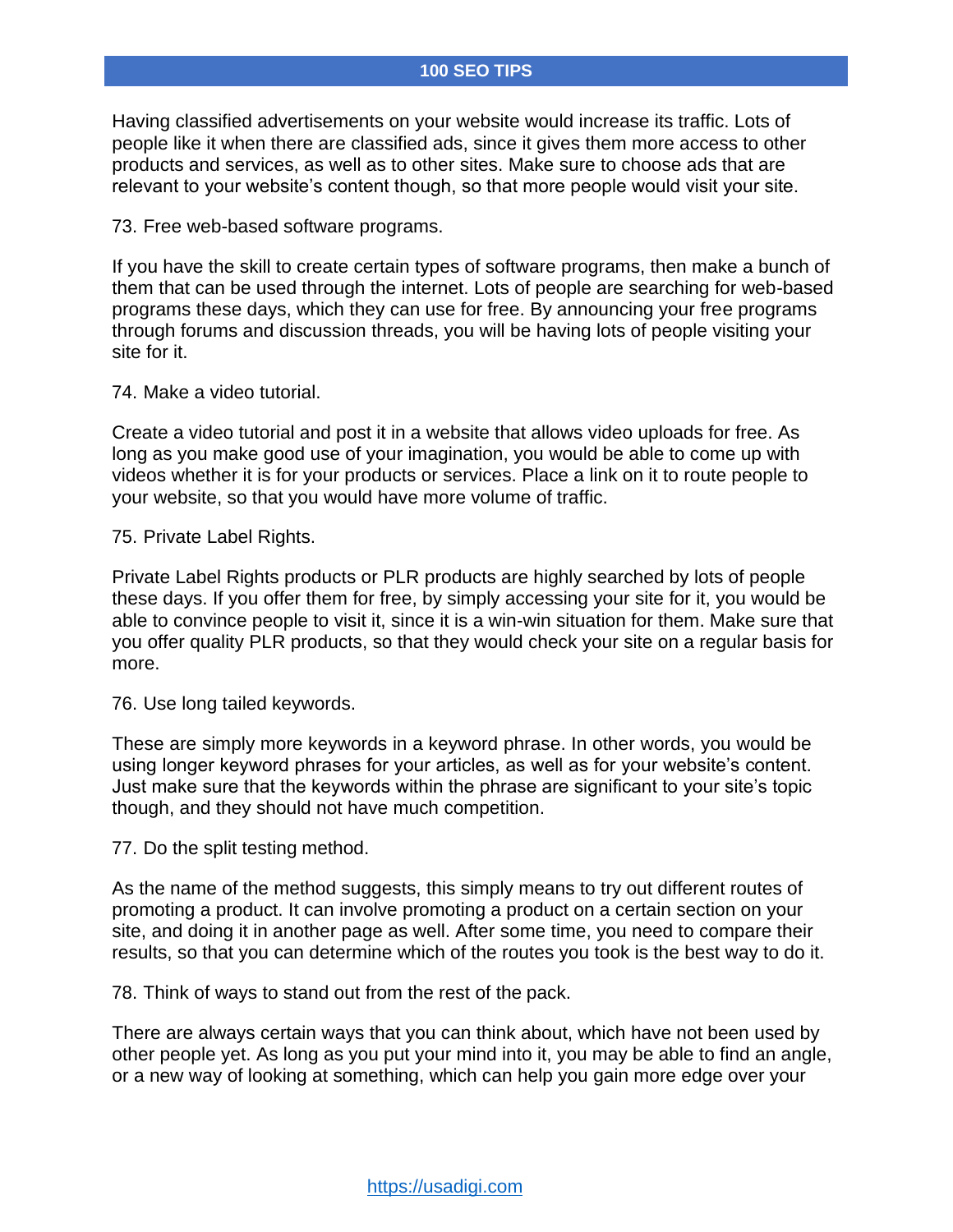Having classified advertisements on your website would increase its traffic. Lots of people like it when there are classified ads, since it gives them more access to other products and services, as well as to other sites. Make sure to choose ads that are relevant to your website's content though, so that more people would visit your site.

73. Free web-based software programs.

If you have the skill to create certain types of software programs, then make a bunch of them that can be used through the internet. Lots of people are searching for web-based programs these days, which they can use for free. By announcing your free programs through forums and discussion threads, you will be having lots of people visiting your site for it.

74. Make a video tutorial.

Create a video tutorial and post it in a website that allows video uploads for free. As long as you make good use of your imagination, you would be able to come up with videos whether it is for your products or services. Place a link on it to route people to your website, so that you would have more volume of traffic.

75. Private Label Rights.

Private Label Rights products or PLR products are highly searched by lots of people these days. If you offer them for free, by simply accessing your site for it, you would be able to convince people to visit it, since it is a win-win situation for them. Make sure that you offer quality PLR products, so that they would check your site on a regular basis for more.

76. Use long tailed keywords.

These are simply more keywords in a keyword phrase. In other words, you would be using longer keyword phrases for your articles, as well as for your website's content. Just make sure that the keywords within the phrase are significant to your site's topic though, and they should not have much competition.

77. Do the split testing method.

As the name of the method suggests, this simply means to try out different routes of promoting a product. It can involve promoting a product on a certain section on your site, and doing it in another page as well. After some time, you need to compare their results, so that you can determine which of the routes you took is the best way to do it.

78. Think of ways to stand out from the rest of the pack.

There are always certain ways that you can think about, which have not been used by other people yet. As long as you put your mind into it, you may be able to find an angle, or a new way of looking at something, which can help you gain more edge over your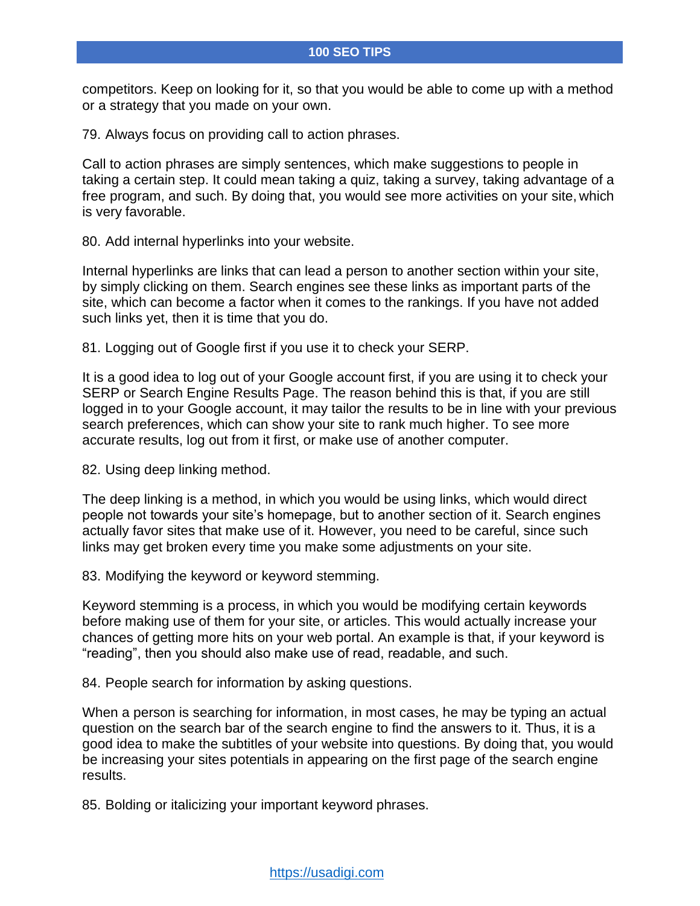competitors. Keep on looking for it, so that you would be able to come up with a method or a strategy that you made on your own.

79. Always focus on providing call to action phrases.

Call to action phrases are simply sentences, which make suggestions to people in taking a certain step. It could mean taking a quiz, taking a survey, taking advantage of a free program, and such. By doing that, you would see more activities on your site, which is very favorable.

80. Add internal hyperlinks into your website.

Internal hyperlinks are links that can lead a person to another section within your site, by simply clicking on them. Search engines see these links as important parts of the site, which can become a factor when it comes to the rankings. If you have not added such links yet, then it is time that you do.

81. Logging out of Google first if you use it to check your SERP.

It is a good idea to log out of your Google account first, if you are using it to check your SERP or Search Engine Results Page. The reason behind this is that, if you are still logged in to your Google account, it may tailor the results to be in line with your previous search preferences, which can show your site to rank much higher. To see more accurate results, log out from it first, or make use of another computer.

82. Using deep linking method.

The deep linking is a method, in which you would be using links, which would direct people not towards your site's homepage, but to another section of it. Search engines actually favor sites that make use of it. However, you need to be careful, since such links may get broken every time you make some adjustments on your site.

83. Modifying the keyword or keyword stemming.

Keyword stemming is a process, in which you would be modifying certain keywords before making use of them for your site, or articles. This would actually increase your chances of getting more hits on your web portal. An example is that, if your keyword is "reading", then you should also make use of read, readable, and such.

84. People search for information by asking questions.

When a person is searching for information, in most cases, he may be typing an actual question on the search bar of the search engine to find the answers to it. Thus, it is a good idea to make the subtitles of your website into questions. By doing that, you would be increasing your sites potentials in appearing on the first page of the search engine results.

85. Bolding or italicizing your important keyword phrases.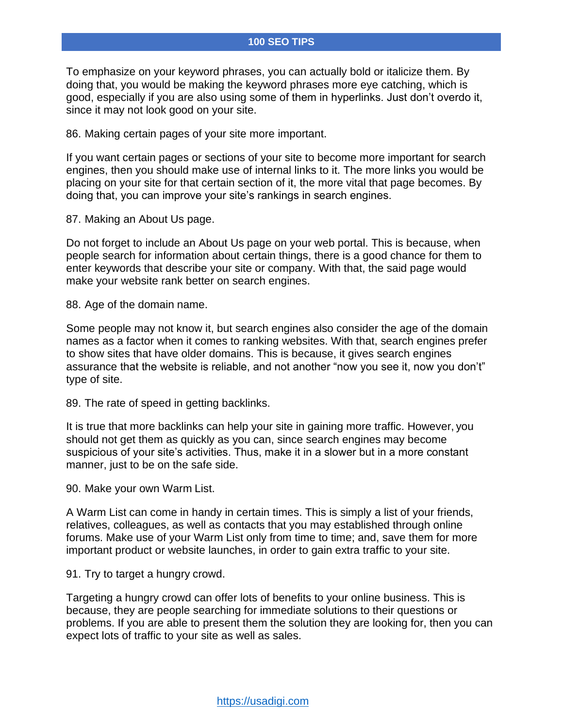To emphasize on your keyword phrases, you can actually bold or italicize them. By doing that, you would be making the keyword phrases more eye catching, which is good, especially if you are also using some of them in hyperlinks. Just don't overdo it, since it may not look good on your site.

86. Making certain pages of your site more important.

If you want certain pages or sections of your site to become more important for search engines, then you should make use of internal links to it. The more links you would be placing on your site for that certain section of it, the more vital that page becomes. By doing that, you can improve your site's rankings in search engines.

87. Making an About Us page.

Do not forget to include an About Us page on your web portal. This is because, when people search for information about certain things, there is a good chance for them to enter keywords that describe your site or company. With that, the said page would make your website rank better on search engines.

88. Age of the domain name.

Some people may not know it, but search engines also consider the age of the domain names as a factor when it comes to ranking websites. With that, search engines prefer to show sites that have older domains. This is because, it gives search engines assurance that the website is reliable, and not another "now you see it, now you don't" type of site.

89. The rate of speed in getting backlinks.

It is true that more backlinks can help your site in gaining more traffic. However, you should not get them as quickly as you can, since search engines may become suspicious of your site's activities. Thus, make it in a slower but in a more constant manner, just to be on the safe side.

90. Make your own Warm List.

A Warm List can come in handy in certain times. This is simply a list of your friends, relatives, colleagues, as well as contacts that you may established through online forums. Make use of your Warm List only from time to time; and, save them for more important product or website launches, in order to gain extra traffic to your site.

91. Try to target a hungry crowd.

Targeting a hungry crowd can offer lots of benefits to your online business. This is because, they are people searching for immediate solutions to their questions or problems. If you are able to present them the solution they are looking for, then you can expect lots of traffic to your site as well as sales.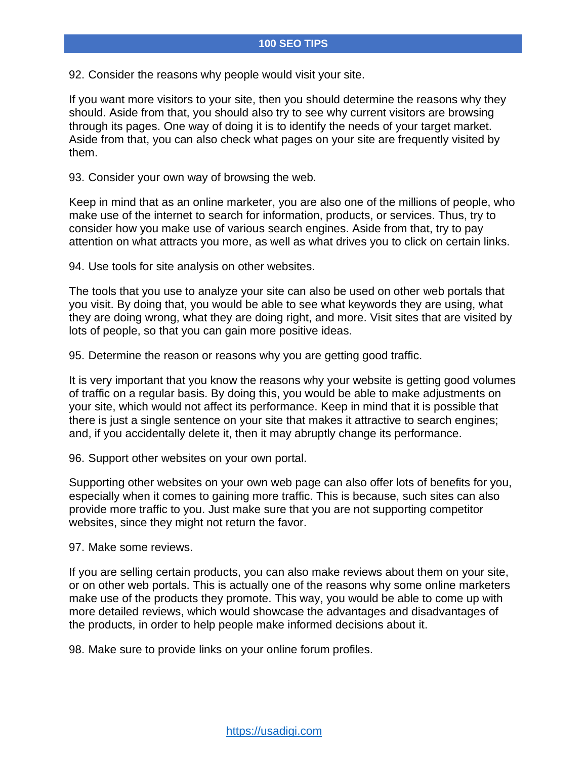92. Consider the reasons why people would visit your site.

If you want more visitors to your site, then you should determine the reasons why they should. Aside from that, you should also try to see why current visitors are browsing through its pages. One way of doing it is to identify the needs of your target market. Aside from that, you can also check what pages on your site are frequently visited by them.

93. Consider your own way of browsing the web.

Keep in mind that as an online marketer, you are also one of the millions of people, who make use of the internet to search for information, products, or services. Thus, try to consider how you make use of various search engines. Aside from that, try to pay attention on what attracts you more, as well as what drives you to click on certain links.

94. Use tools for site analysis on other websites.

The tools that you use to analyze your site can also be used on other web portals that you visit. By doing that, you would be able to see what keywords they are using, what they are doing wrong, what they are doing right, and more. Visit sites that are visited by lots of people, so that you can gain more positive ideas.

95. Determine the reason or reasons why you are getting good traffic.

It is very important that you know the reasons why your website is getting good volumes of traffic on a regular basis. By doing this, you would be able to make adjustments on your site, which would not affect its performance. Keep in mind that it is possible that there is just a single sentence on your site that makes it attractive to search engines; and, if you accidentally delete it, then it may abruptly change its performance.

96. Support other websites on your own portal.

Supporting other websites on your own web page can also offer lots of benefits for you, especially when it comes to gaining more traffic. This is because, such sites can also provide more traffic to you. Just make sure that you are not supporting competitor websites, since they might not return the favor.

97. Make some reviews.

If you are selling certain products, you can also make reviews about them on your site, or on other web portals. This is actually one of the reasons why some online marketers make use of the products they promote. This way, you would be able to come up with more detailed reviews, which would showcase the advantages and disadvantages of the products, in order to help people make informed decisions about it.

98. Make sure to provide links on your online forum profiles.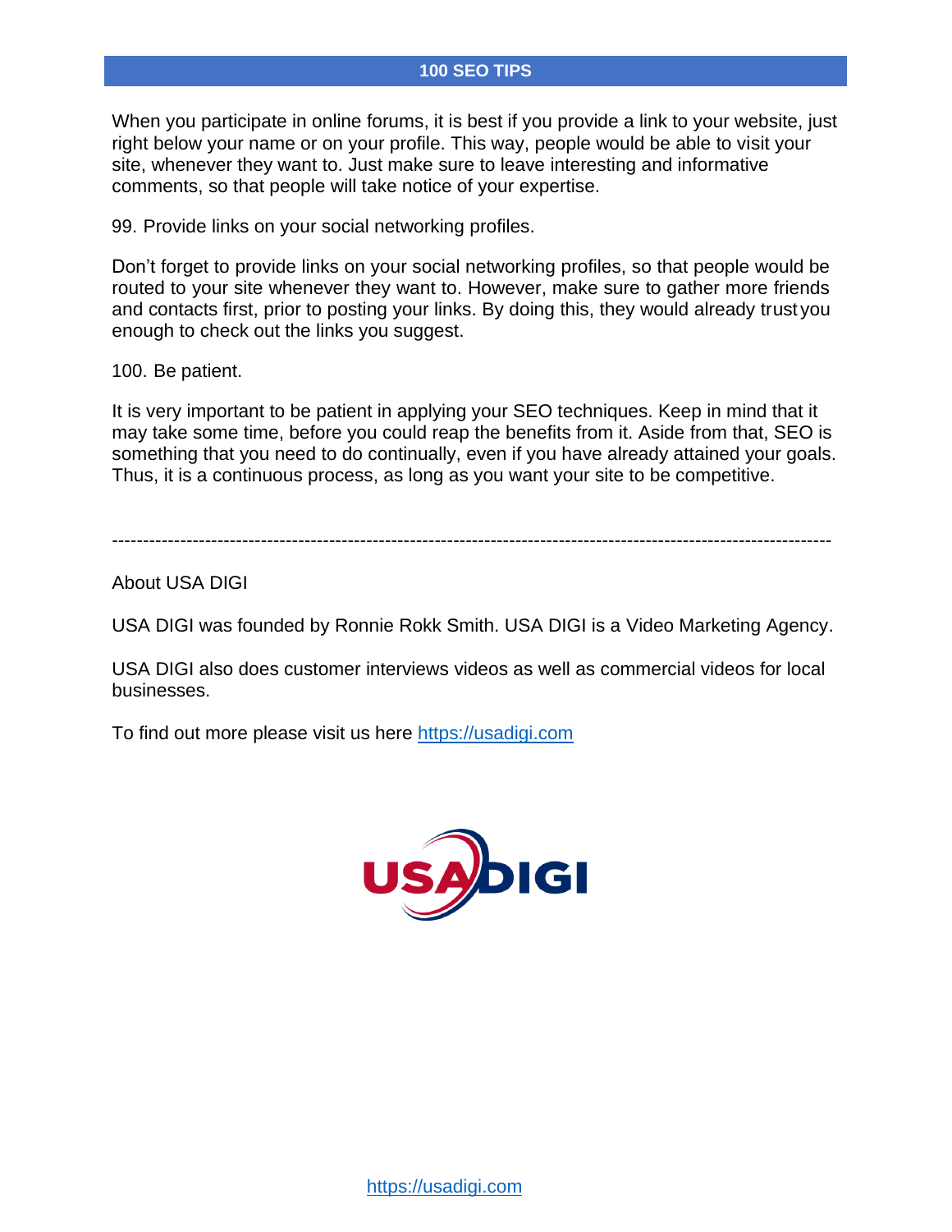When you participate in online forums, it is best if you provide a link to your website, just right below your name or on your profile. This way, people would be able to visit your site, whenever they want to. Just make sure to leave interesting and informative comments, so that people will take notice of your expertise.

99. Provide links on your social networking profiles.

Don't forget to provide links on your social networking profiles, so that people would be routed to your site whenever they want to. However, make sure to gather more friends and contacts first, prior to posting your links. By doing this, they would already trust you enough to check out the links you suggest.

100. Be patient.

It is very important to be patient in applying your SEO techniques. Keep in mind that it may take some time, before you could reap the benefits from it. Aside from that, SEO is something that you need to do continually, even if you have already attained your goals. Thus, it is a continuous process, as long as you want your site to be competitive.

---

About USA DIGI

USA DIGI was founded by Ronnie Rokk Smith. USA DIGI is a Video Marketing Agency.

USA DIGI also does customer interviews videos as well as commercial videos for local businesses.

To find out more please visit us here [https://usadigi.com](https://usadigi.com)

USA DIGI